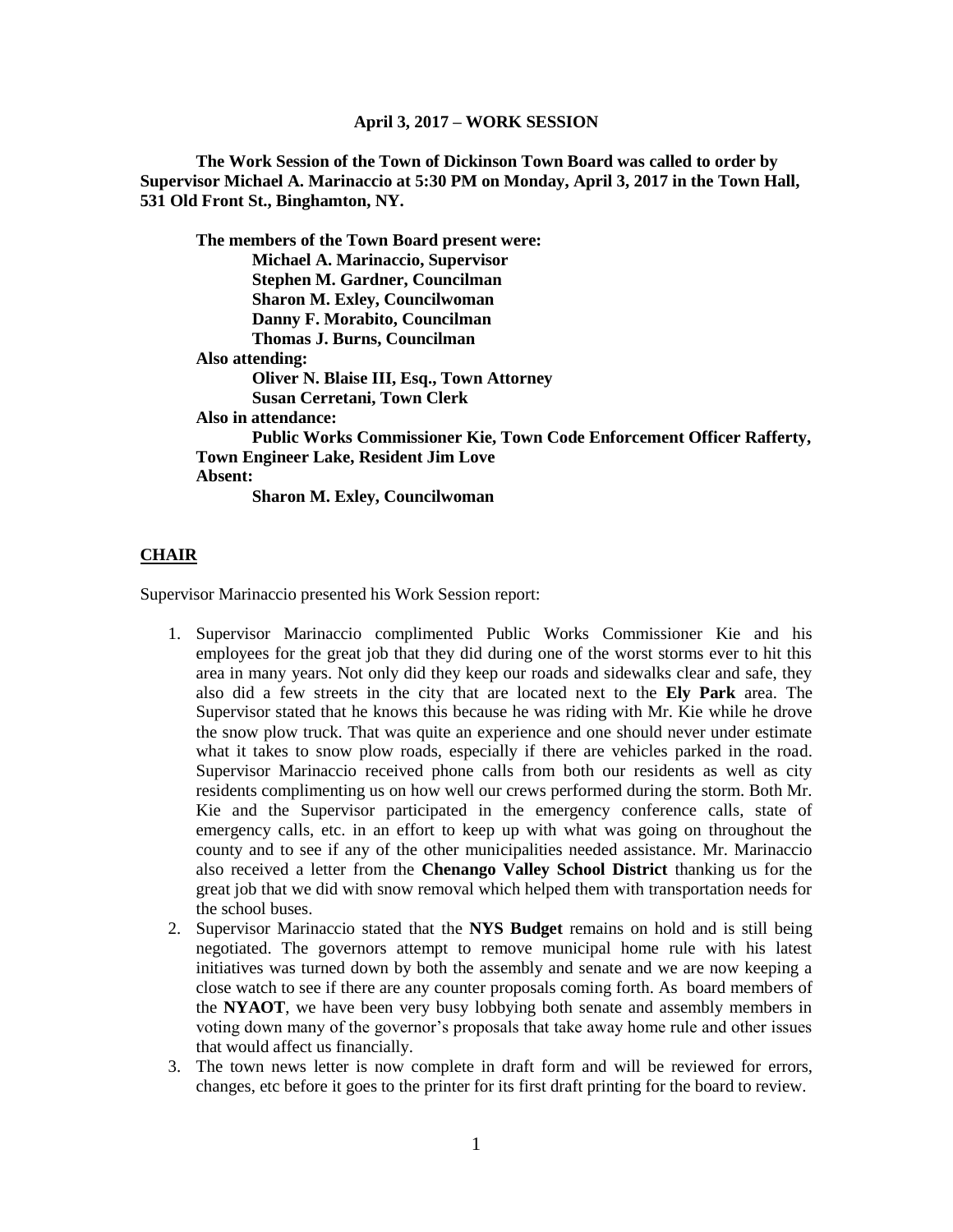**April 3, 2017 – WORK SESSION**

**The Work Session of the Town of Dickinson Town Board was called to order by Supervisor Michael A. Marinaccio at 5:30 PM on Monday, April 3, 2017 in the Town Hall, 531 Old Front St., Binghamton, NY.**

**The members of the Town Board present were:**
**Michael A. Marinaccio, Supervisor**
**Stephen M. Gardner, Councilman**
**Sharon M. Exley, Councilwoman**
**Danny F. Morabito, Councilman**
**Thomas J. Burns, Councilman**

**Also attending:**
**Oliver N. Blaise III, Esq., Town Attorney**
**Susan Cerretani, Town Clerk**

**Also in attendance:**
**Public Works Commissioner Kie, Town Code Enforcement Officer Rafferty, Town Engineer Lake, Resident Jim Love**

**Absent:**
**Sharon M. Exley, Councilwoman**

## **CHAIR**

Supervisor Marinaccio presented his Work Session report:

1. Supervisor Marinaccio complimented Public Works Commissioner Kie and his employees for the great job that they did during one of the worst storms ever to hit this area in many years. Not only did they keep our roads and sidewalks clear and safe, they also did a few streets in the city that are located next to the **Ely Park** area. The Supervisor stated that he knows this because he was riding with Mr. Kie while he drove the snow plow truck. That was quite an experience and one should never under estimate what it takes to snow plow roads, especially if there are vehicles parked in the road. Supervisor Marinaccio received phone calls from both our residents as well as city residents complimenting us on how well our crews performed during the storm. Both Mr. Kie and the Supervisor participated in the emergency conference calls, state of emergency calls, etc. in an effort to keep up with what was going on throughout the county and to see if any of the other municipalities needed assistance. Mr. Marinaccio also received a letter from the **Chenango Valley School District** thanking us for the great job that we did with snow removal which helped them with transportation needs for the school buses.
2. Supervisor Marinaccio stated that the **NYS Budget** remains on hold and is still being negotiated. The governors attempt to remove municipal home rule with his latest initiatives was turned down by both the assembly and senate and we are now keeping a close watch to see if there are any counter proposals coming forth. As board members of the **NYAOT**, we have been very busy lobbying both senate and assembly members in voting down many of the governor's proposals that take away home rule and other issues that would affect us financially.
3. The town news letter is now complete in draft form and will be reviewed for errors, changes, etc before it goes to the printer for its first draft printing for the board to review.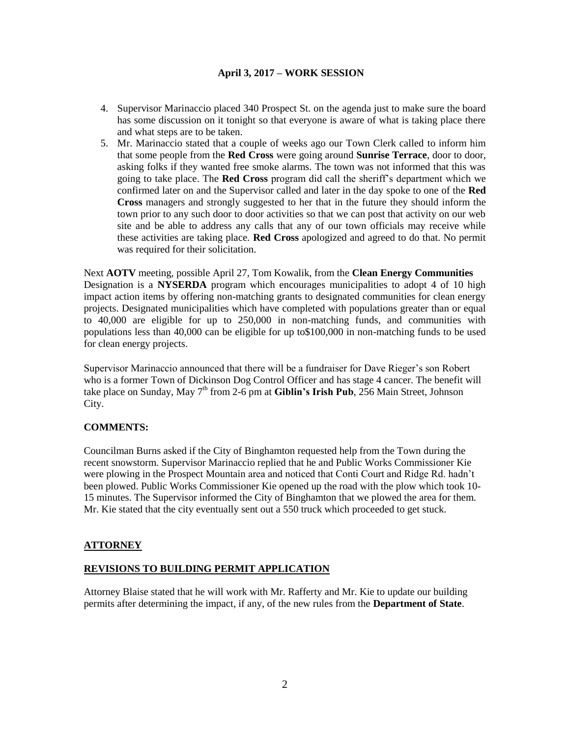**April 3, 2017 – WORK SESSION**

4. Supervisor Marinaccio placed 340 Prospect St. on the agenda just to make sure the board has some discussion on it tonight so that everyone is aware of what is taking place there and what steps are to be taken.
5. Mr. Marinaccio stated that a couple of weeks ago our Town Clerk called to inform him that some people from the **Red Cross** were going around **Sunrise Terrace**, door to door, asking folks if they wanted free smoke alarms. The town was not informed that this was going to take place. The **Red Cross** program did call the sheriff's department which we confirmed later on and the Supervisor called and later in the day spoke to one of the **Red Cross** managers and strongly suggested to her that in the future they should inform the town prior to any such door to door activities so that we can post that activity on our web site and be able to address any calls that any of our town officials may receive while these activities are taking place. **Red Cross** apologized and agreed to do that. No permit was required for their solicitation.

Next **AOTV** meeting, possible April 27, Tom Kowalik, from the **Clean Energy Communities** Designation is a **NYSERDA** program which encourages municipalities to adopt 4 of 10 high impact action items by offering non-matching grants to designated communities for clean energy projects. Designated municipalities which have completed with populations greater than or equal to 40,000 are eligible for up to 250,000 in non-matching funds, and communities with populations less than 40,000 can be eligible for up to$100,000 in non-matching funds to be used for clean energy projects.

Supervisor Marinaccio announced that there will be a fundraiser for Dave Rieger's son Robert who is a former Town of Dickinson Dog Control Officer and has stage 4 cancer. The benefit will take place on Sunday, May 7th from 2-6 pm at **Giblin's Irish Pub**, 256 Main Street, Johnson City.

**COMMENTS:**

Councilman Burns asked if the City of Binghamton requested help from the Town during the recent snowstorm. Supervisor Marinaccio replied that he and Public Works Commissioner Kie were plowing in the Prospect Mountain area and noticed that Conti Court and Ridge Rd. hadn't been plowed. Public Works Commissioner Kie opened up the road with the plow which took 10-15 minutes. The Supervisor informed the City of Binghamton that we plowed the area for them. Mr. Kie stated that the city eventually sent out a 550 truck which proceeded to get stuck.

**ATTORNEY**

**REVISIONS TO BUILDING PERMIT APPLICATION**

Attorney Blaise stated that he will work with Mr. Rafferty and Mr. Kie to update our building permits after determining the impact, if any, of the new rules from the **Department of State**.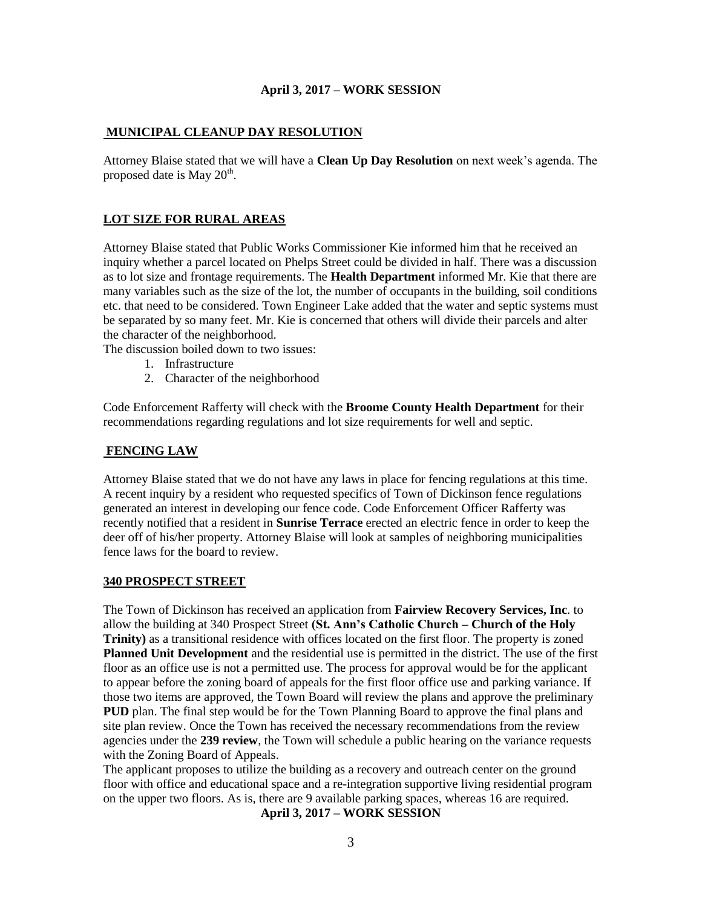**April 3, 2017 – WORK SESSION**

## MUNICIPAL CLEANUP DAY RESOLUTION

Attorney Blaise stated that we will have a **Clean Up Day Resolution** on next week's agenda. The proposed date is May 20th.

## LOT SIZE FOR RURAL AREAS

Attorney Blaise stated that Public Works Commissioner Kie informed him that he received an inquiry whether a parcel located on Phelps Street could be divided in half. There was a discussion as to lot size and frontage requirements. The **Health Department** informed Mr. Kie that there are many variables such as the size of the lot, the number of occupants in the building, soil conditions etc. that need to be considered. Town Engineer Lake added that the water and septic systems must be separated by so many feet. Mr. Kie is concerned that others will divide their parcels and alter the character of the neighborhood.

The discussion boiled down to two issues:

1. Infrastructure
2. Character of the neighborhood

Code Enforcement Rafferty will check with the **Broome County Health Department** for their recommendations regarding regulations and lot size requirements for well and septic.

## FENCING LAW

Attorney Blaise stated that we do not have any laws in place for fencing regulations at this time. A recent inquiry by a resident who requested specifics of Town of Dickinson fence regulations generated an interest in developing our fence code. Code Enforcement Officer Rafferty was recently notified that a resident in **Sunrise Terrace** erected an electric fence in order to keep the deer off of his/her property. Attorney Blaise will look at samples of neighboring municipalities fence laws for the board to review.

## 340 PROSPECT STREET

The Town of Dickinson has received an application from **Fairview Recovery Services, Inc**. to allow the building at 340 Prospect Street **(St. Ann's Catholic Church – Church of the Holy Trinity)** as a transitional residence with offices located on the first floor. The property is zoned **Planned Unit Development** and the residential use is permitted in the district. The use of the first floor as an office use is not a permitted use. The process for approval would be for the applicant to appear before the zoning board of appeals for the first floor office use and parking variance. If those two items are approved, the Town Board will review the plans and approve the preliminary **PUD** plan. The final step would be for the Town Planning Board to approve the final plans and site plan review. Once the Town has received the necessary recommendations from the review agencies under the **239 review**, the Town will schedule a public hearing on the variance requests with the Zoning Board of Appeals.

The applicant proposes to utilize the building as a recovery and outreach center on the ground floor with office and educational space and a re-integration supportive living residential program on the upper two floors. As is, there are 9 available parking spaces, whereas 16 are required.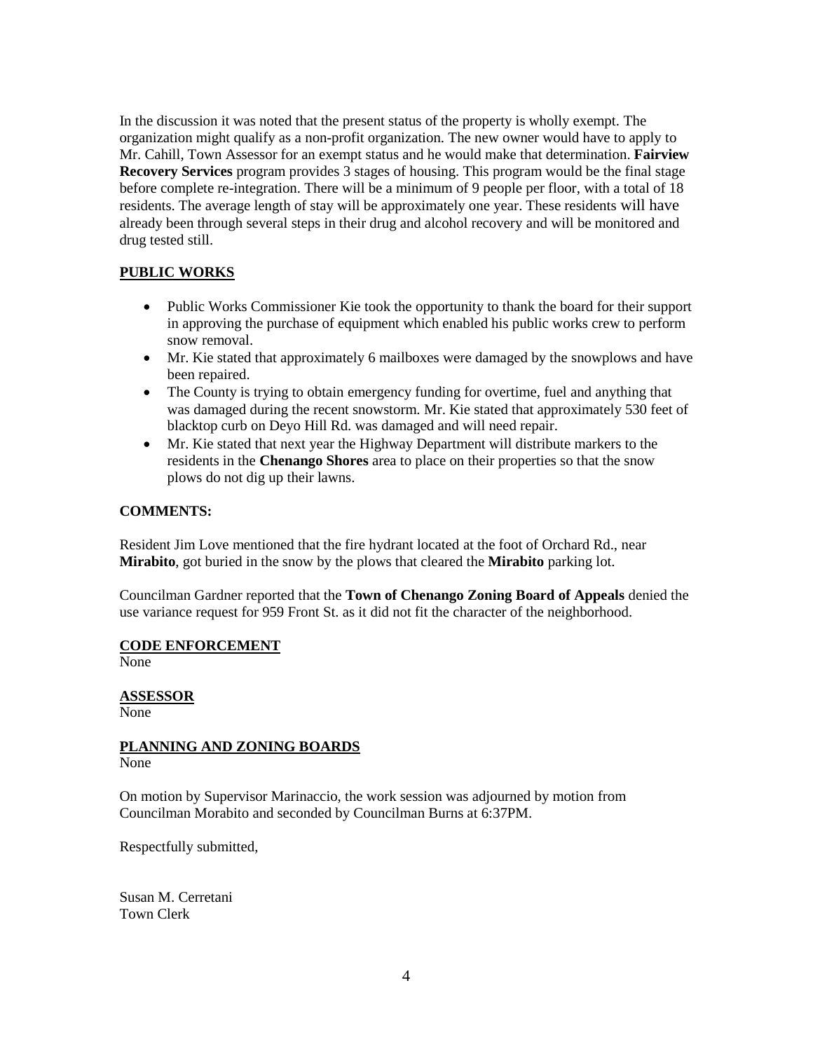In the discussion it was noted that the present status of the property is wholly exempt. The organization might qualify as a non-profit organization. The new owner would have to apply to Mr. Cahill, Town Assessor for an exempt status and he would make that determination. **Fairview Recovery Services** program provides 3 stages of housing. This program would be the final stage before complete re-integration. There will be a minimum of 9 people per floor, with a total of 18 residents. The average length of stay will be approximately one year. These residents will have already been through several steps in their drug and alcohol recovery and will be monitored and drug tested still.

## PUBLIC WORKS

- Public Works Commissioner Kie took the opportunity to thank the board for their support in approving the purchase of equipment which enabled his public works crew to perform snow removal.
- Mr. Kie stated that approximately 6 mailboxes were damaged by the snowplows and have been repaired.
- The County is trying to obtain emergency funding for overtime, fuel and anything that was damaged during the recent snowstorm. Mr. Kie stated that approximately 530 feet of blacktop curb on Deyo Hill Rd. was damaged and will need repair.
- Mr. Kie stated that next year the Highway Department will distribute markers to the residents in the **Chenango Shores** area to place on their properties so that the snow plows do not dig up their lawns.

## COMMENTS:

Resident Jim Love mentioned that the fire hydrant located at the foot of Orchard Rd., near **Mirabito**, got buried in the snow by the plows that cleared the **Mirabito** parking lot.

Councilman Gardner reported that the **Town of Chenango Zoning Board of Appeals** denied the use variance request for 959 Front St. as it did not fit the character of the neighborhood.

## CODE ENFORCEMENT

None

## ASSESSOR

None

## PLANNING AND ZONING BOARDS

None

On motion by Supervisor Marinaccio, the work session was adjourned by motion from Councilman Morabito and seconded by Councilman Burns at 6:37PM.

Respectfully submitted,

Susan M. Cerretani
Town Clerk